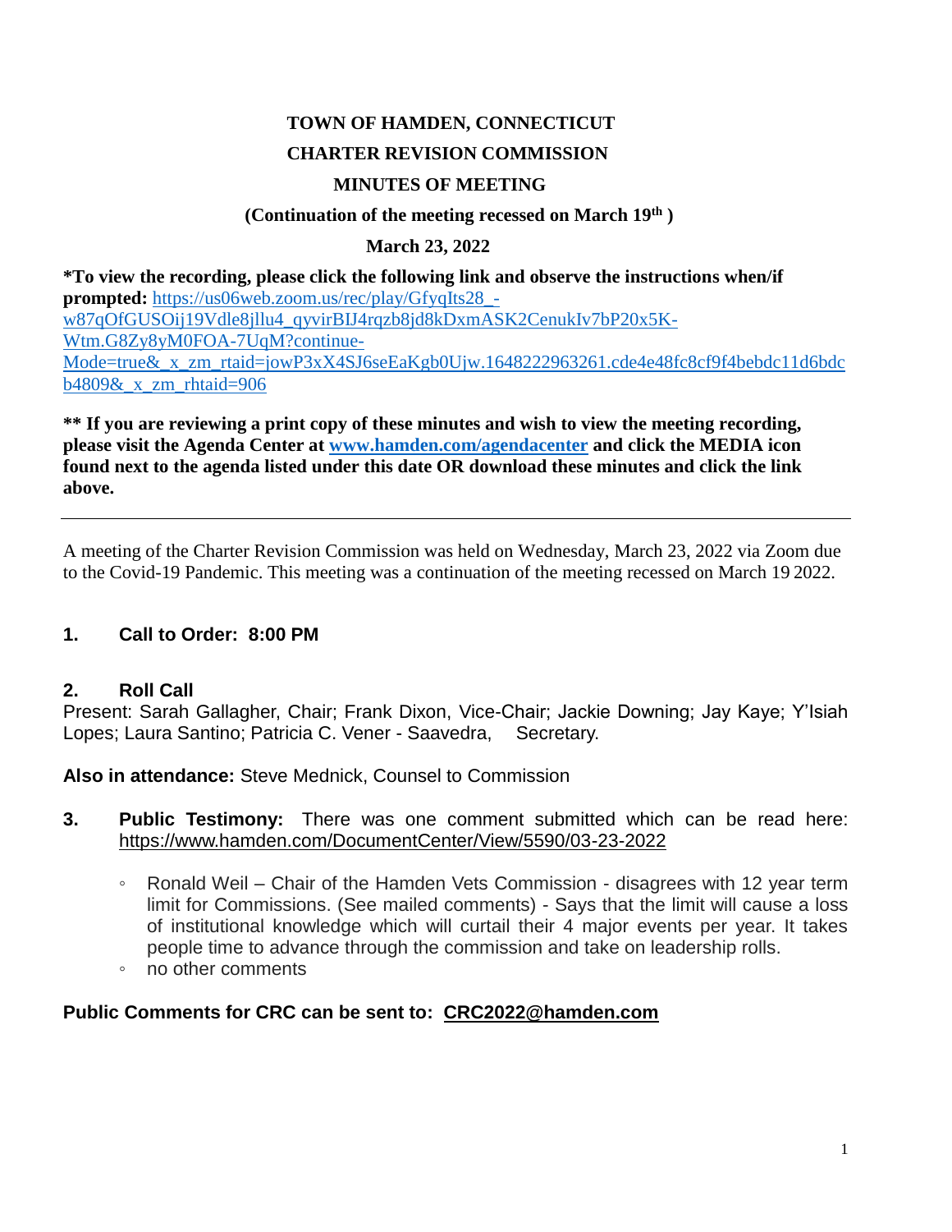# TOWN OF HAMDEN, CONNECTICUT

## CHARTER REVISION COMMISSION

## MINUTES OF MEETING

### (Continuation of the meeting recessed on March 19th )

### March 23, 2022

**\*To view the recording, please click the following link and observe the instructions when/if prompted:** https://us06web.zoom.us/rec/play/GfyqIts28_-w87qOfGUSOij19Vdle8jllu4_qyvirBIJ4rqzb8jd8kDxmASK2CenukIv7bP20x5K-Wtm.G8Zy8yM0FOA-7UqM?continue-Mode=true&_x_zm_rtaid=jowP3xX4SJ6seEaKgb0Ujw.1648222963261.cde4e48fc8cf9f4bebdc11d6bdcb4809&_x_zm_rhtaid=906

**\*\* If you are reviewing a print copy of these minutes and wish to view the meeting recording, please visit the Agenda Center at www.hamden.com/agendacenter and click the MEDIA icon found next to the agenda listed under this date OR download these minutes and click the link above.**

---

A meeting of the Charter Revision Commission was held on Wednesday, March 23, 2022 via Zoom due to the Covid-19 Pandemic. This meeting was a continuation of the meeting recessed on March 19 2022.

**1. Call to Order: 8:00 PM**

**2. Roll Call**

Present: Sarah Gallagher, Chair; Frank Dixon, Vice-Chair; Jackie Downing; Jay Kaye; Y'Isiah Lopes; Laura Santino; Patricia C. Vener - Saavedra, Secretary.

**Also in attendance:** Steve Mednick, Counsel to Commission

**3. Public Testimony:** There was one comment submitted which can be read here: https://www.hamden.com/DocumentCenter/View/5590/03-23-2022

- Ronald Weil – Chair of the Hamden Vets Commission - disagrees with 12 year term limit for Commissions. (See mailed comments) - Says that the limit will cause a loss of institutional knowledge which will curtail their 4 major events per year. It takes people time to advance through the commission and take on leadership rolls.
- no other comments

**Public Comments for CRC can be sent to: CRC2022@hamden.com**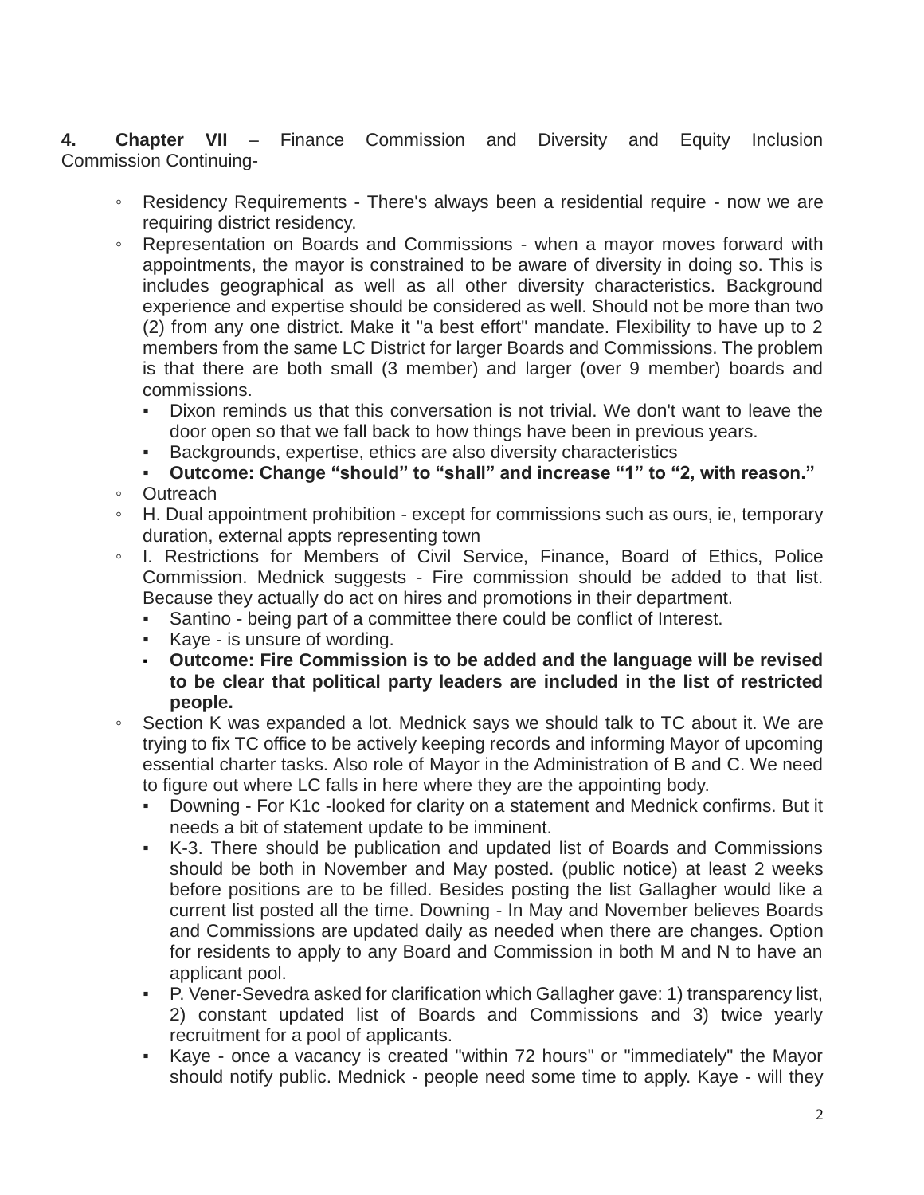**4. Chapter VII** – Finance Commission and Diversity and Equity Inclusion Commission Continuing-

- Residency Requirements - There's always been a residential require - now we are requiring district residency.
- Representation on Boards and Commissions - when a mayor moves forward with appointments, the mayor is constrained to be aware of diversity in doing so. This is includes geographical as well as all other diversity characteristics. Background experience and expertise should be considered as well. Should not be more than two (2) from any one district. Make it "a best effort" mandate. Flexibility to have up to 2 members from the same LC District for larger Boards and Commissions. The problem is that there are both small (3 member) and larger (over 9 member) boards and commissions.
  - Dixon reminds us that this conversation is not trivial. We don't want to leave the door open so that we fall back to how things have been in previous years.
  - Backgrounds, expertise, ethics are also diversity characteristics
  - **Outcome: Change "should" to "shall" and increase "1" to "2, with reason."**
- Outreach
- H. Dual appointment prohibition - except for commissions such as ours, ie, temporary duration, external appts representing town
- I. Restrictions for Members of Civil Service, Finance, Board of Ethics, Police Commission. Mednick suggests - Fire commission should be added to that list. Because they actually do act on hires and promotions in their department.
  - Santino - being part of a committee there could be conflict of Interest.
  - Kaye - is unsure of wording.
  - **Outcome: Fire Commission is to be added and the language will be revised to be clear that political party leaders are included in the list of restricted people.**
- Section K was expanded a lot. Mednick says we should talk to TC about it. We are trying to fix TC office to be actively keeping records and informing Mayor of upcoming essential charter tasks. Also role of Mayor in the Administration of B and C. We need to figure out where LC falls in here where they are the appointing body.
  - Downing - For K1c -looked for clarity on a statement and Mednick confirms. But it needs a bit of statement update to be imminent.
  - K-3. There should be publication and updated list of Boards and Commissions should be both in November and May posted. (public notice) at least 2 weeks before positions are to be filled. Besides posting the list Gallagher would like a current list posted all the time. Downing - In May and November believes Boards and Commissions are updated daily as needed when there are changes. Option for residents to apply to any Board and Commission in both M and N to have an applicant pool.
  - P. Vener-Sevedra asked for clarification which Gallagher gave: 1) transparency list, 2) constant updated list of Boards and Commissions and 3) twice yearly recruitment for a pool of applicants.
  - Kaye - once a vacancy is created "within 72 hours" or "immediately" the Mayor should notify public. Mednick - people need some time to apply. Kaye - will they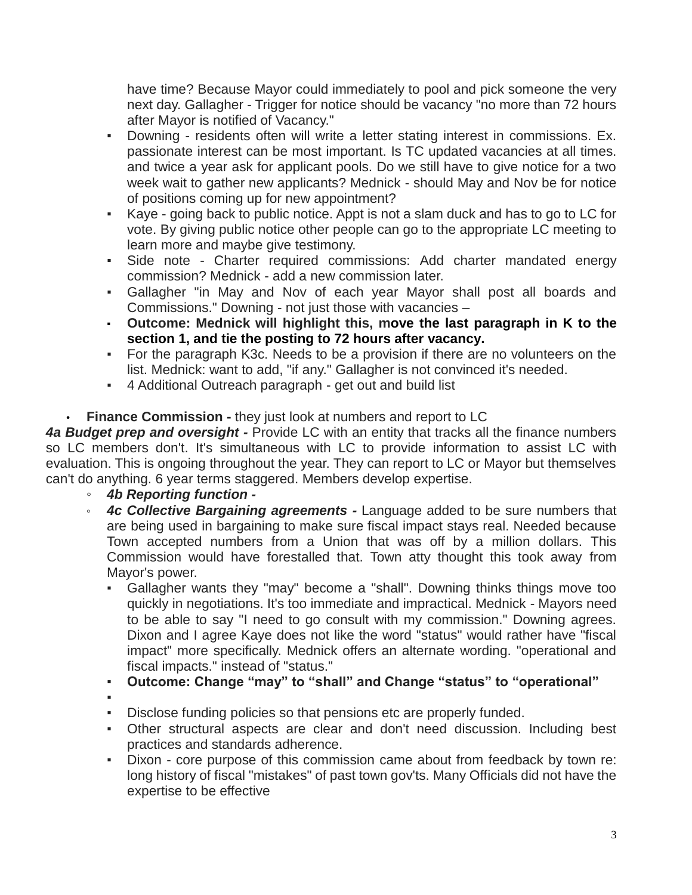have time? Because Mayor could immediately to pool and pick someone the very next day. Gallagher - Trigger for notice should be vacancy "no more than 72 hours after Mayor is notified of Vacancy."

- Downing - residents often will write a letter stating interest in commissions. Ex. passionate interest can be most important. Is TC updated vacancies at all times. and twice a year ask for applicant pools. Do we still have to give notice for a two week wait to gather new applicants? Mednick - should May and Nov be for notice of positions coming up for new appointment?
- Kaye - going back to public notice. Appt is not a slam duck and has to go to LC for vote. By giving public notice other people can go to the appropriate LC meeting to learn more and maybe give testimony.
- Side note - Charter required commissions: Add charter mandated energy commission? Mednick - add a new commission later.
- Gallagher "in May and Nov of each year Mayor shall post all boards and Commissions." Downing - not just those with vacancies –
- **Outcome: Mednick will highlight this, move the last paragraph in K to the section 1, and tie the posting to 72 hours after vacancy.**
- For the paragraph K3c. Needs to be a provision if there are no volunteers on the list. Mednick: want to add, "if any." Gallagher is not convinced it's needed.
- 4 Additional Outreach paragraph - get out and build list

- **Finance Commission -** they just look at numbers and report to LC

***4a Budget prep and oversight -*** Provide LC with an entity that tracks all the finance numbers so LC members don't. It's simultaneous with LC to provide information to assist LC with evaluation. This is ongoing throughout the year. They can report to LC or Mayor but themselves can't do anything. 6 year terms staggered. Members develop expertise.

- ***4b Reporting function -***
- ***4c Collective Bargaining agreements -*** Language added to be sure numbers that are being used in bargaining to make sure fiscal impact stays real. Needed because Town accepted numbers from a Union that was off by a million dollars. This Commission would have forestalled that. Town atty thought this took away from Mayor's power.
  - Gallagher wants they "may" become a "shall". Downing thinks things move too quickly in negotiations. It's too immediate and impractical. Mednick - Mayors need to be able to say "I need to go consult with my commission." Downing agrees. Dixon and I agree Kaye does not like the word "status" would rather have "fiscal impact" more specifically. Mednick offers an alternate wording. "operational and fiscal impacts." instead of "status."
  - **Outcome: Change "may" to "shall" and Change "status" to "operational"**
  - 
  - Disclose funding policies so that pensions etc are properly funded.
  - Other structural aspects are clear and don't need discussion. Including best practices and standards adherence.
  - Dixon - core purpose of this commission came about from feedback by town re: long history of fiscal "mistakes" of past town gov'ts. Many Officials did not have the expertise to be effective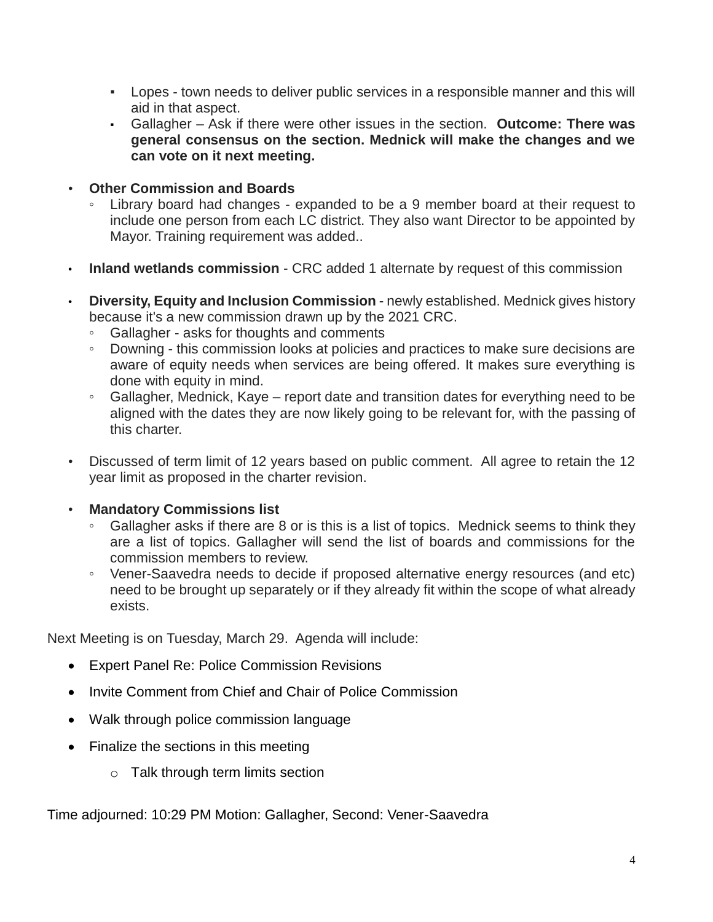- Lopes - town needs to deliver public services in a responsible manner and this will aid in that aspect.
    - Gallagher – Ask if there were other issues in the section. **Outcome: There was general consensus on the section. Mednick will make the changes and we can vote on it next meeting.**

- **Other Commission and Boards**
    - Library board had changes - expanded to be a 9 member board at their request to include one person from each LC district. They also want Director to be appointed by Mayor. Training requirement was added..

- **Inland wetlands commission** - CRC added 1 alternate by request of this commission

- **Diversity, Equity and Inclusion Commission** - newly established. Mednick gives history because it's a new commission drawn up by the 2021 CRC.
    - Gallagher - asks for thoughts and comments
    - Downing - this commission looks at policies and practices to make sure decisions are aware of equity needs when services are being offered. It makes sure everything is done with equity in mind.
    - Gallagher, Mednick, Kaye – report date and transition dates for everything need to be aligned with the dates they are now likely going to be relevant for, with the passing of this charter.

- Discussed of term limit of 12 years based on public comment. All agree to retain the 12 year limit as proposed in the charter revision.

- **Mandatory Commissions list**
    - Gallagher asks if there are 8 or is this is a list of topics. Mednick seems to think they are a list of topics. Gallagher will send the list of boards and commissions for the commission members to review.
    - Vener-Saavedra needs to decide if proposed alternative energy resources (and etc) need to be brought up separately or if they already fit within the scope of what already exists.

Next Meeting is on Tuesday, March 29. Agenda will include:

- Expert Panel Re: Police Commission Revisions
- Invite Comment from Chief and Chair of Police Commission
- Walk through police commission language
- Finalize the sections in this meeting
    - Talk through term limits section

Time adjourned: 10:29 PM Motion: Gallagher, Second: Vener-Saavedra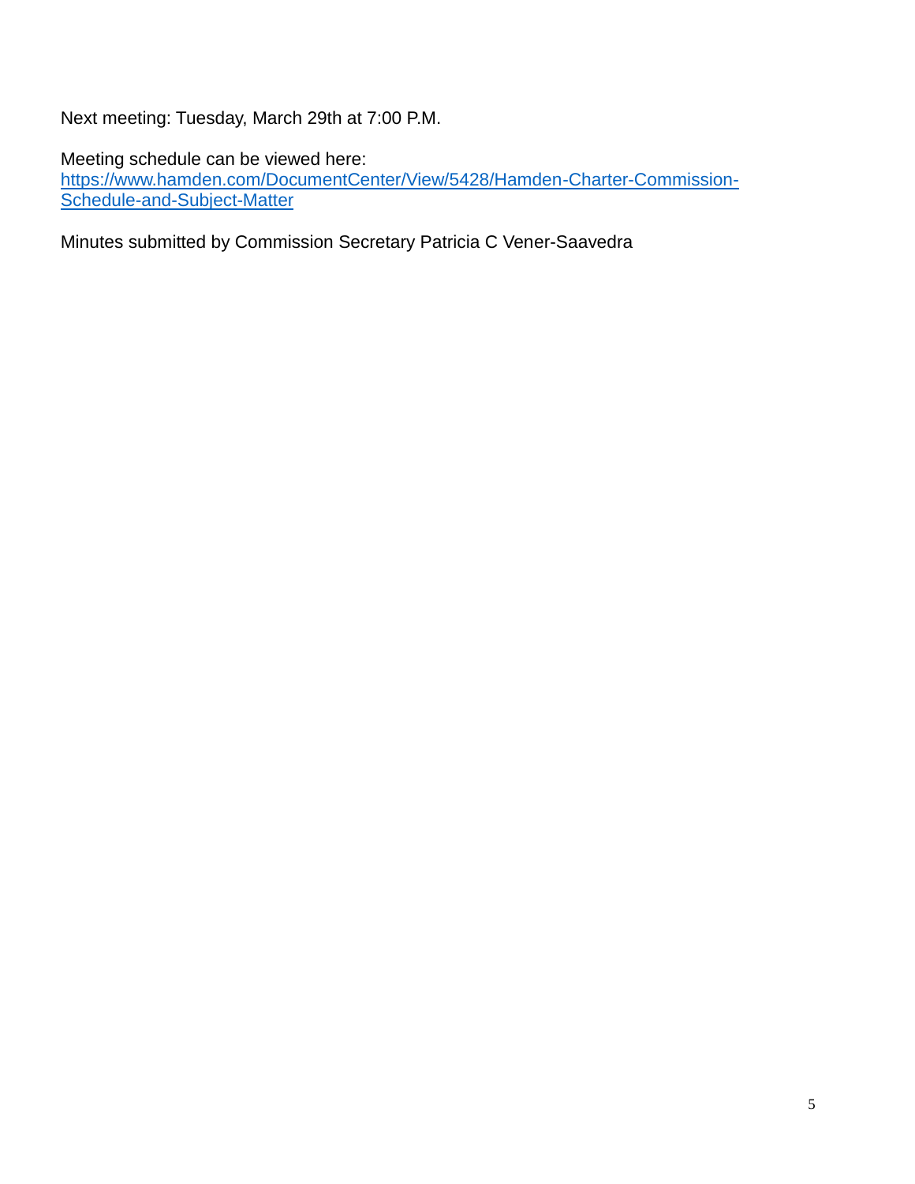Next meeting: Tuesday, March 29th at 7:00 P.M.

Meeting schedule can be viewed here:
[https://www.hamden.com/DocumentCenter/View/5428/Hamden-Charter-Commission-Schedule-and-Subject-Matter](https://www.hamden.com/DocumentCenter/View/5428/Hamden-Charter-Commission-Schedule-and-Subject-Matter)

Minutes submitted by Commission Secretary Patricia C Vener-Saavedra